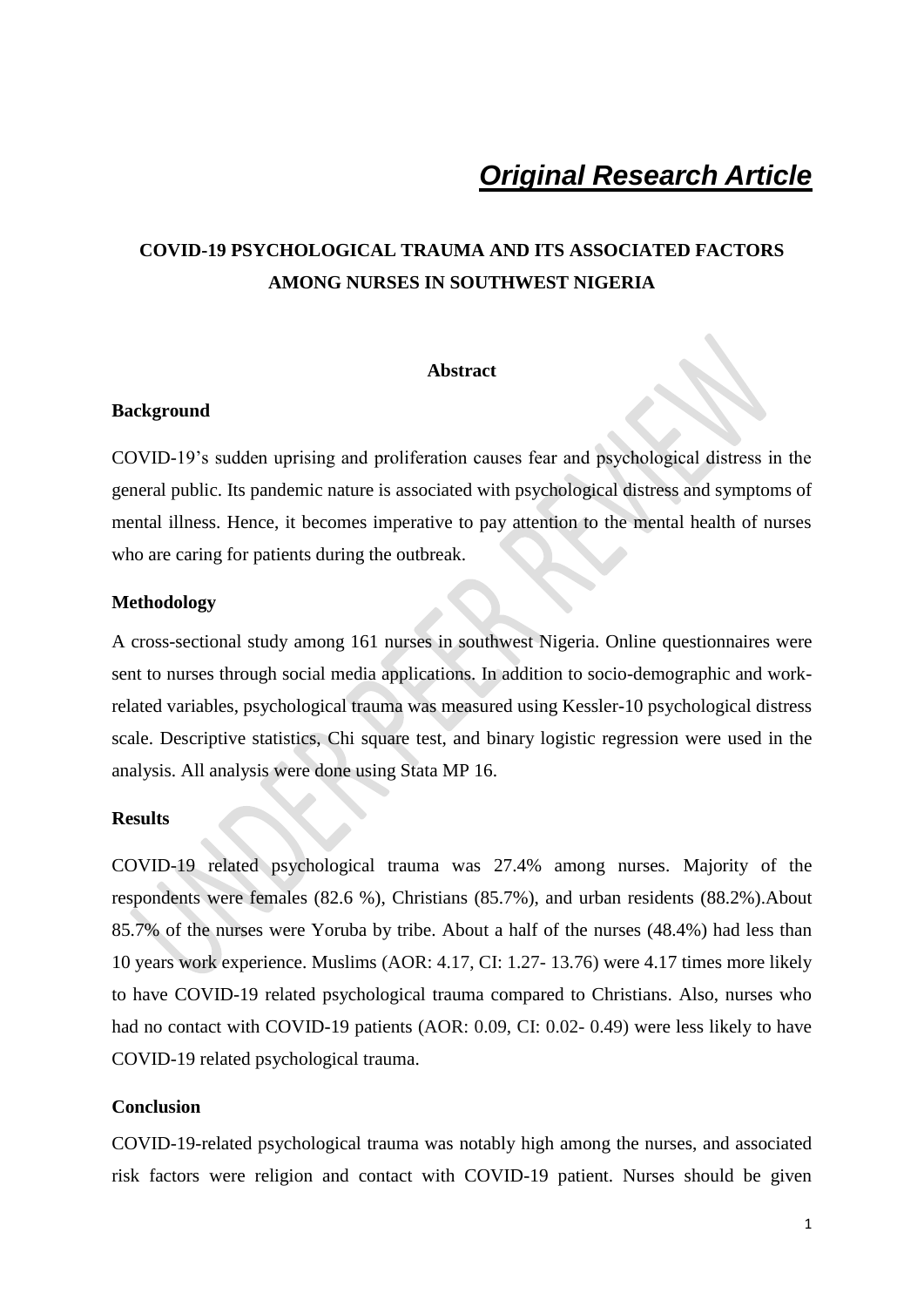***Original Research Article***

# COVID-19 PSYCHOLOGICAL TRAUMA AND ITS ASSOCIATED FACTORS AMONG NURSES IN SOUTHWEST NIGERIA

## Abstract

### Background

COVID-19's sudden uprising and proliferation causes fear and psychological distress in the general public. Its pandemic nature is associated with psychological distress and symptoms of mental illness. Hence, it becomes imperative to pay attention to the mental health of nurses who are caring for patients during the outbreak.

### Methodology

A cross-sectional study among 161 nurses in southwest Nigeria. Online questionnaires were sent to nurses through social media applications. In addition to socio-demographic and work-related variables, psychological trauma was measured using Kessler-10 psychological distress scale. Descriptive statistics, Chi square test, and binary logistic regression were used in the analysis. All analysis were done using Stata MP 16.

### Results

COVID-19 related psychological trauma was 27.4% among nurses. Majority of the respondents were females (82.6 %), Christians (85.7%), and urban residents (88.2%).About 85.7% of the nurses were Yoruba by tribe. About a half of the nurses (48.4%) had less than 10 years work experience. Muslims (AOR: 4.17, CI: 1.27- 13.76) were 4.17 times more likely to have COVID-19 related psychological trauma compared to Christians. Also, nurses who had no contact with COVID-19 patients (AOR: 0.09, CI: 0.02- 0.49) were less likely to have COVID-19 related psychological trauma.

### Conclusion

COVID-19-related psychological trauma was notably high among the nurses, and associated risk factors were religion and contact with COVID-19 patient. Nurses should be given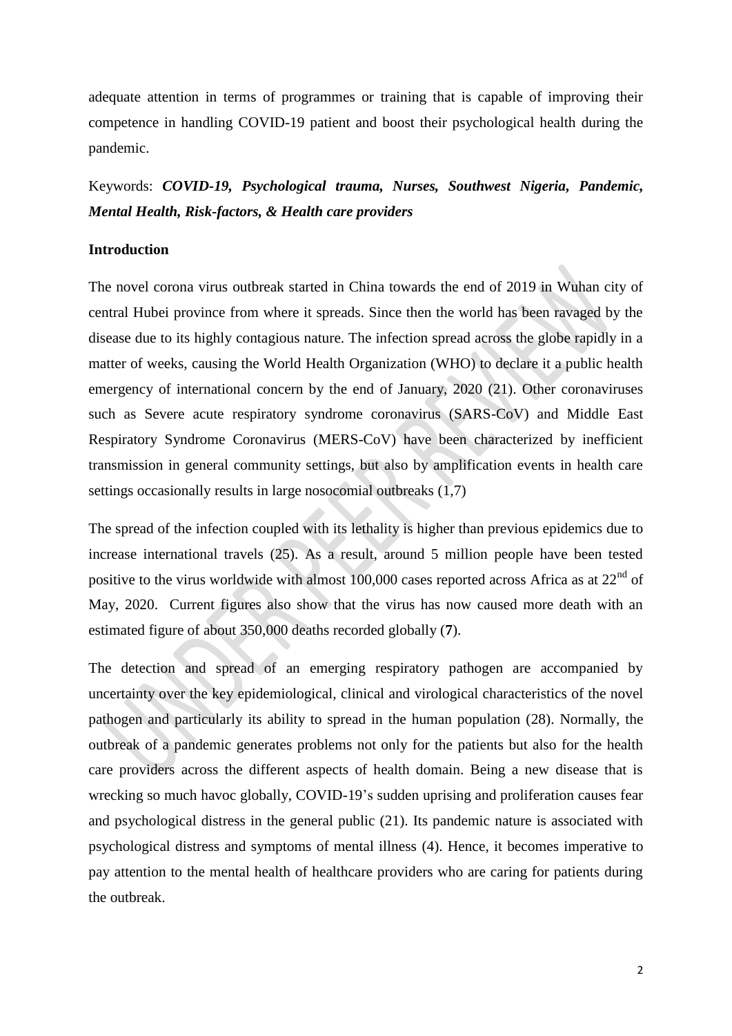adequate attention in terms of programmes or training that is capable of improving their competence in handling COVID-19 patient and boost their psychological health during the pandemic.

Keywords: ***COVID-19, Psychological trauma, Nurses, Southwest Nigeria, Pandemic, Mental Health, Risk-factors, & Health care providers***

**Introduction**

The novel corona virus outbreak started in China towards the end of 2019 in Wuhan city of central Hubei province from where it spreads. Since then the world has been ravaged by the disease due to its highly contagious nature. The infection spread across the globe rapidly in a matter of weeks, causing the World Health Organization (WHO) to declare it a public health emergency of international concern by the end of January, 2020 (21). Other coronaviruses such as Severe acute respiratory syndrome coronavirus (SARS-CoV) and Middle East Respiratory Syndrome Coronavirus (MERS-CoV) have been characterized by inefficient transmission in general community settings, but also by amplification events in health care settings occasionally results in large nosocomial outbreaks (1,7)

The spread of the infection coupled with its lethality is higher than previous epidemics due to increase international travels (25). As a result, around 5 million people have been tested positive to the virus worldwide with almost 100,000 cases reported across Africa as at 22nd of May, 2020. Current figures also show that the virus has now caused more death with an estimated figure of about 350,000 deaths recorded globally (**7**).

The detection and spread of an emerging respiratory pathogen are accompanied by uncertainty over the key epidemiological, clinical and virological characteristics of the novel pathogen and particularly its ability to spread in the human population (28). Normally, the outbreak of a pandemic generates problems not only for the patients but also for the health care providers across the different aspects of health domain. Being a new disease that is wrecking so much havoc globally, COVID-19's sudden uprising and proliferation causes fear and psychological distress in the general public (21). Its pandemic nature is associated with psychological distress and symptoms of mental illness (4). Hence, it becomes imperative to pay attention to the mental health of healthcare providers who are caring for patients during the outbreak.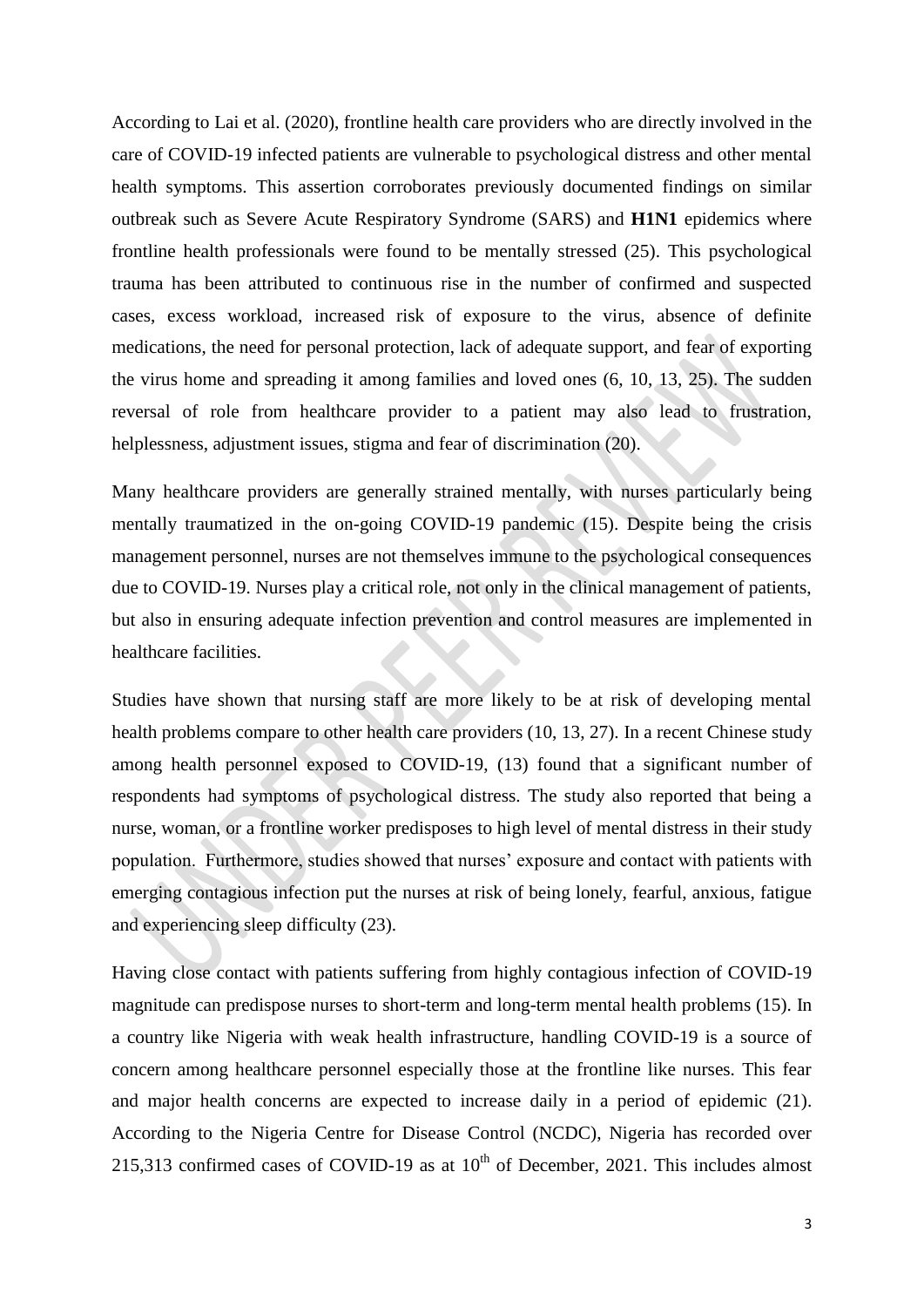According to Lai et al. (2020), frontline health care providers who are directly involved in the care of COVID-19 infected patients are vulnerable to psychological distress and other mental health symptoms. This assertion corroborates previously documented findings on similar outbreak such as Severe Acute Respiratory Syndrome (SARS) and **H1N1** epidemics where frontline health professionals were found to be mentally stressed (25). This psychological trauma has been attributed to continuous rise in the number of confirmed and suspected cases, excess workload, increased risk of exposure to the virus, absence of definite medications, the need for personal protection, lack of adequate support, and fear of exporting the virus home and spreading it among families and loved ones (6, 10, 13, 25). The sudden reversal of role from healthcare provider to a patient may also lead to frustration, helplessness, adjustment issues, stigma and fear of discrimination (20).

Many healthcare providers are generally strained mentally, with nurses particularly being mentally traumatized in the on-going COVID-19 pandemic (15). Despite being the crisis management personnel, nurses are not themselves immune to the psychological consequences due to COVID-19. Nurses play a critical role, not only in the clinical management of patients, but also in ensuring adequate infection prevention and control measures are implemented in healthcare facilities.

Studies have shown that nursing staff are more likely to be at risk of developing mental health problems compare to other health care providers (10, 13, 27). In a recent Chinese study among health personnel exposed to COVID-19, (13) found that a significant number of respondents had symptoms of psychological distress. The study also reported that being a nurse, woman, or a frontline worker predisposes to high level of mental distress in their study population. Furthermore, studies showed that nurses' exposure and contact with patients with emerging contagious infection put the nurses at risk of being lonely, fearful, anxious, fatigue and experiencing sleep difficulty (23).

Having close contact with patients suffering from highly contagious infection of COVID-19 magnitude can predispose nurses to short-term and long-term mental health problems (15). In a country like Nigeria with weak health infrastructure, handling COVID-19 is a source of concern among healthcare personnel especially those at the frontline like nurses. This fear and major health concerns are expected to increase daily in a period of epidemic (21). According to the Nigeria Centre for Disease Control (NCDC), Nigeria has recorded over 215,313 confirmed cases of COVID-19 as at 10th of December, 2021. This includes almost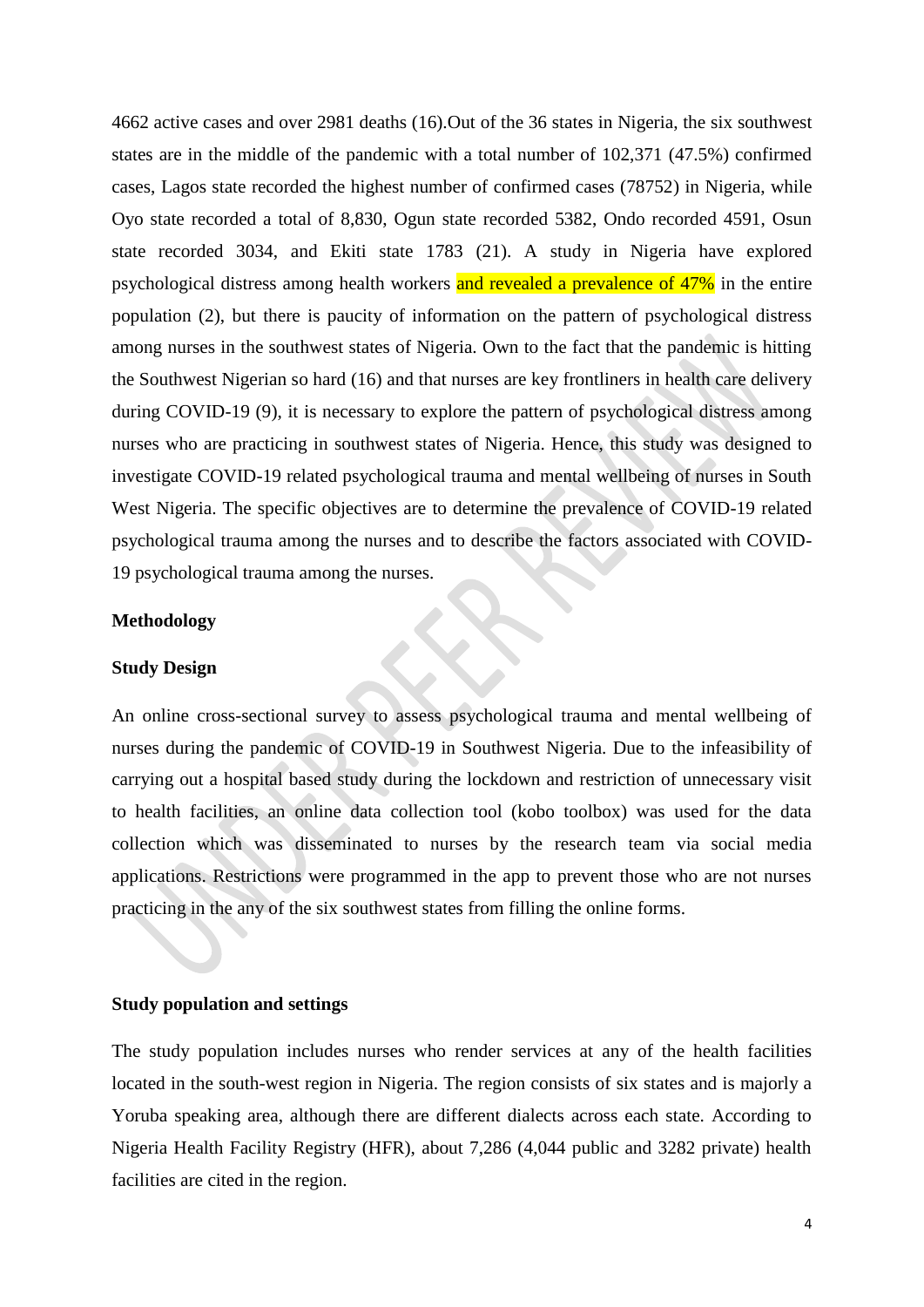4662 active cases and over 2981 deaths (16).Out of the 36 states in Nigeria, the six southwest states are in the middle of the pandemic with a total number of 102,371 (47.5%) confirmed cases, Lagos state recorded the highest number of confirmed cases (78752) in Nigeria, while Oyo state recorded a total of 8,830, Ogun state recorded 5382, Ondo recorded 4591, Osun state recorded 3034, and Ekiti state 1783 (21). A study in Nigeria have explored psychological distress among health workers and revealed a prevalence of 47% in the entire population (2), but there is paucity of information on the pattern of psychological distress among nurses in the southwest states of Nigeria. Own to the fact that the pandemic is hitting the Southwest Nigerian so hard (16) and that nurses are key frontliners in health care delivery during COVID-19 (9), it is necessary to explore the pattern of psychological distress among nurses who are practicing in southwest states of Nigeria. Hence, this study was designed to investigate COVID-19 related psychological trauma and mental wellbeing of nurses in South West Nigeria. The specific objectives are to determine the prevalence of COVID-19 related psychological trauma among the nurses and to describe the factors associated with COVID-19 psychological trauma among the nurses.

## Methodology

### Study Design

An online cross-sectional survey to assess psychological trauma and mental wellbeing of nurses during the pandemic of COVID-19 in Southwest Nigeria. Due to the infeasibility of carrying out a hospital based study during the lockdown and restriction of unnecessary visit to health facilities, an online data collection tool (kobo toolbox) was used for the data collection which was disseminated to nurses by the research team via social media applications. Restrictions were programmed in the app to prevent those who are not nurses practicing in the any of the six southwest states from filling the online forms.

### Study population and settings

The study population includes nurses who render services at any of the health facilities located in the south-west region in Nigeria. The region consists of six states and is majorly a Yoruba speaking area, although there are different dialects across each state. According to Nigeria Health Facility Registry (HFR), about 7,286 (4,044 public and 3282 private) health facilities are cited in the region.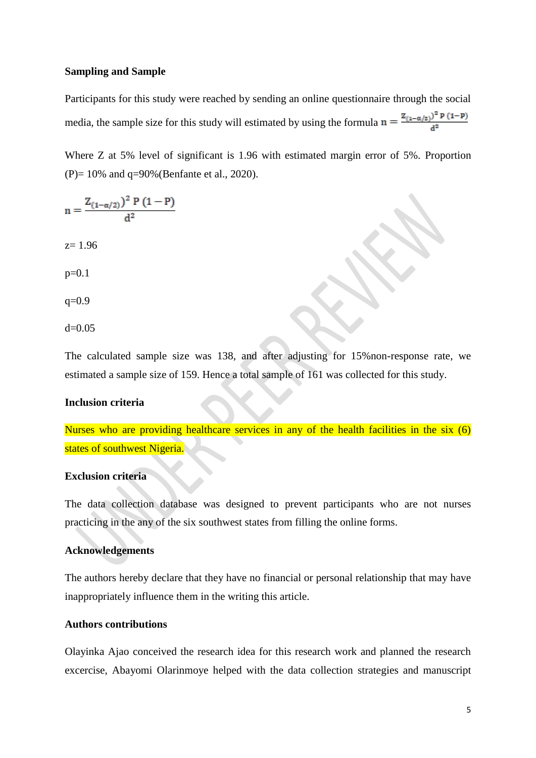**Sampling and Sample**

Participants for this study were reached by sending an online questionnaire through the social media, the sample size for this study will estimated by using the formula $n = \frac{Z_{(1-\alpha/2)})^2 P(1-P)}{d^2}$

Where Z at 5% level of significant is 1.96 with estimated margin error of 5%. Proportion (P)= 10% and q=90%(Benfante et al., 2020).

$$n = \frac{Z_{(1-\alpha/2)})^2 P(1-P)}{d^2}$$

z= 1.96

p=0.1

q=0.9

d=0.05

The calculated sample size was 138, and after adjusting for 15%non-response rate, we estimated a sample size of 159. Hence a total sample of 161 was collected for this study.

**Inclusion criteria**

Nurses who are providing healthcare services in any of the health facilities in the six (6) states of southwest Nigeria.

**Exclusion criteria**

The data collection database was designed to prevent participants who are not nurses practicing in the any of the six southwest states from filling the online forms.

**Acknowledgements**

The authors hereby declare that they have no financial or personal relationship that may have inappropriately influence them in the writing this article.

**Authors contributions**

Olayinka Ajao conceived the research idea for this research work and planned the research excercise, Abayomi Olarinmoye helped with the data collection strategies and manuscript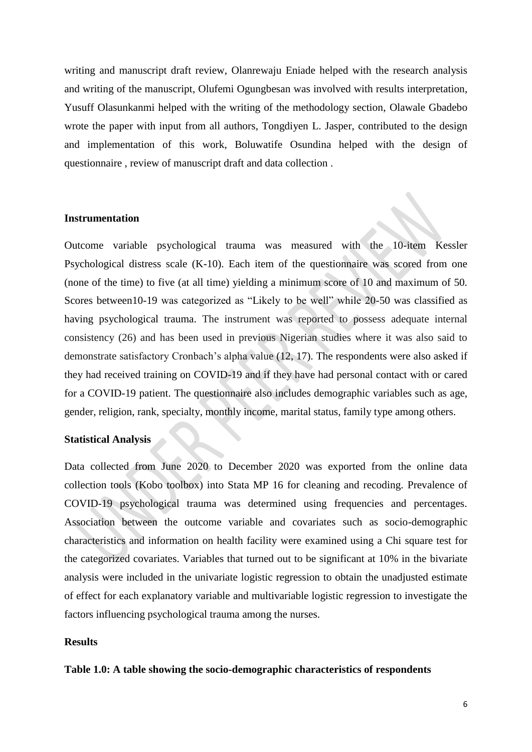writing and manuscript draft review, Olanrewaju Eniade helped with the research analysis and writing of the manuscript, Olufemi Ogungbesan was involved with results interpretation, Yusuff Olasunkanmi helped with the writing of the methodology section, Olawale Gbadebo wrote the paper with input from all authors, Tongdiyen L. Jasper, contributed to the design and implementation of this work, Boluwatife Osundina helped with the design of questionnaire , review of manuscript draft and data collection .

**Instrumentation**

Outcome variable psychological trauma was measured with the 10-item Kessler Psychological distress scale (K-10). Each item of the questionnaire was scored from one (none of the time) to five (at all time) yielding a minimum score of 10 and maximum of 50. Scores between10-19 was categorized as "Likely to be well" while 20-50 was classified as having psychological trauma. The instrument was reported to possess adequate internal consistency (26) and has been used in previous Nigerian studies where it was also said to demonstrate satisfactory Cronbach's alpha value (12, 17). The respondents were also asked if they had received training on COVID-19 and if they have had personal contact with or cared for a COVID-19 patient. The questionnaire also includes demographic variables such as age, gender, religion, rank, specialty, monthly income, marital status, family type among others.

**Statistical Analysis**

Data collected from June 2020 to December 2020 was exported from the online data collection tools (Kobo toolbox) into Stata MP 16 for cleaning and recoding. Prevalence of COVID-19 psychological trauma was determined using frequencies and percentages. Association between the outcome variable and covariates such as socio-demographic characteristics and information on health facility were examined using a Chi square test for the categorized covariates. Variables that turned out to be significant at 10% in the bivariate analysis were included in the univariate logistic regression to obtain the unadjusted estimate of effect for each explanatory variable and multivariable logistic regression to investigate the factors influencing psychological trauma among the nurses.

**Results**

**Table 1.0: A table showing the socio-demographic characteristics of respondents**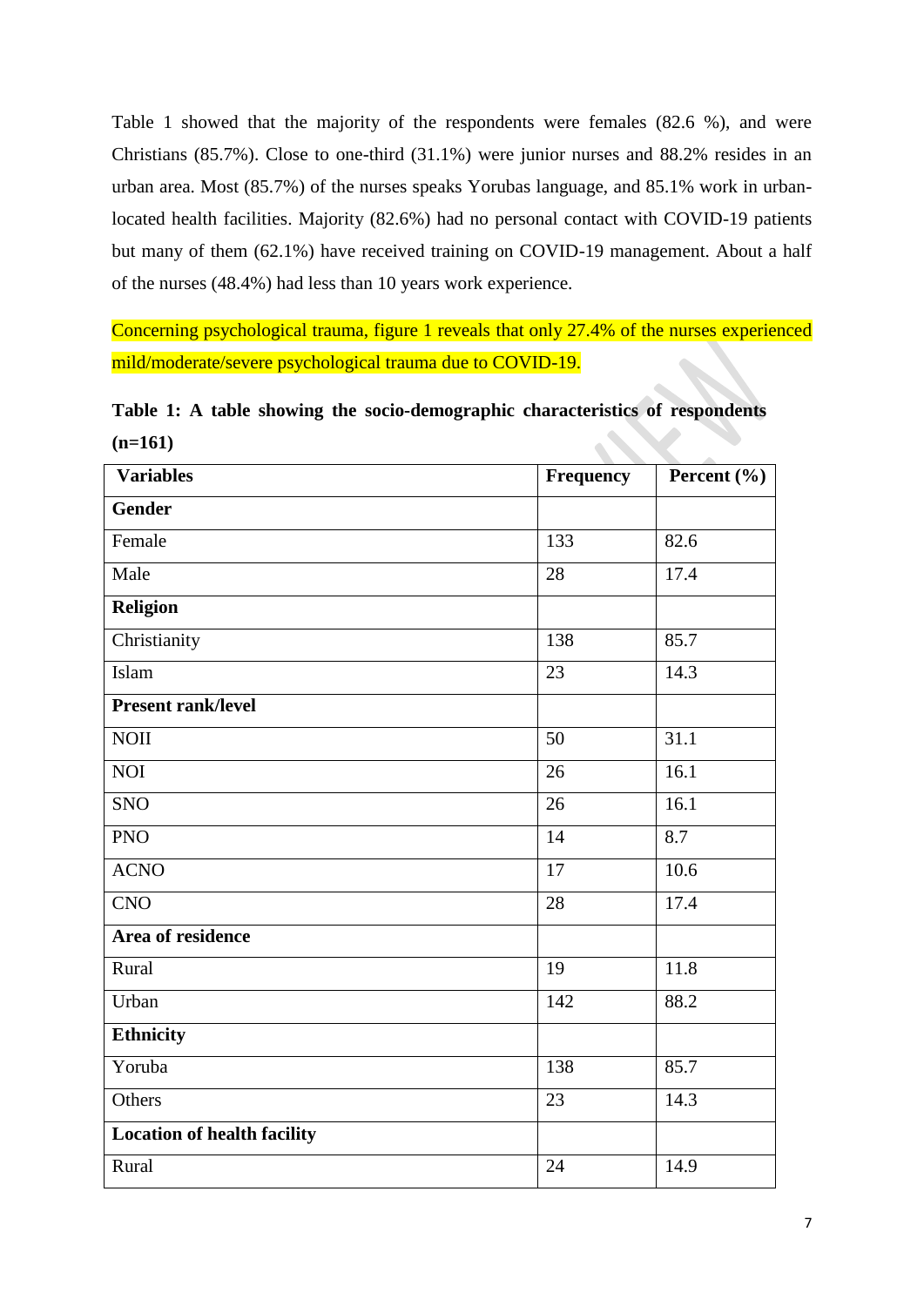Table 1 showed that the majority of the respondents were females (82.6 %), and were Christians (85.7%). Close to one-third (31.1%) were junior nurses and 88.2% resides in an urban area. Most (85.7%) of the nurses speaks Yorubas language, and 85.1% work in urban-located health facilities. Majority (82.6%) had no personal contact with COVID-19 patients but many of them (62.1%) have received training on COVID-19 management. About a half of the nurses (48.4%) had less than 10 years work experience.

Concerning psychological trauma, figure 1 reveals that only 27.4% of the nurses experienced mild/moderate/severe psychological trauma due to COVID-19.

**Table 1: A table showing the socio-demographic characteristics of respondents (n=161)**

| **Variables** | **Frequency** | **Percent (%)** |
|---|---|---|
| **Gender** | | |
| Female | 133 | 82.6 |
| Male | 28 | 17.4 |
| **Religion** | | |
| Christianity | 138 | 85.7 |
| Islam | 23 | 14.3 |
| **Present rank/level** | | |
| NOII | 50 | 31.1 |
| NOI | 26 | 16.1 |
| SNO | 26 | 16.1 |
| PNO | 14 | 8.7 |
| ACNO | 17 | 10.6 |
| CNO | 28 | 17.4 |
| **Area of residence** | | |
| Rural | 19 | 11.8 |
| Urban | 142 | 88.2 |
| **Ethnicity** | | |
| Yoruba | 138 | 85.7 |
| Others | 23 | 14.3 |
| **Location of health facility** | | |
| Rural | 24 | 14.9 |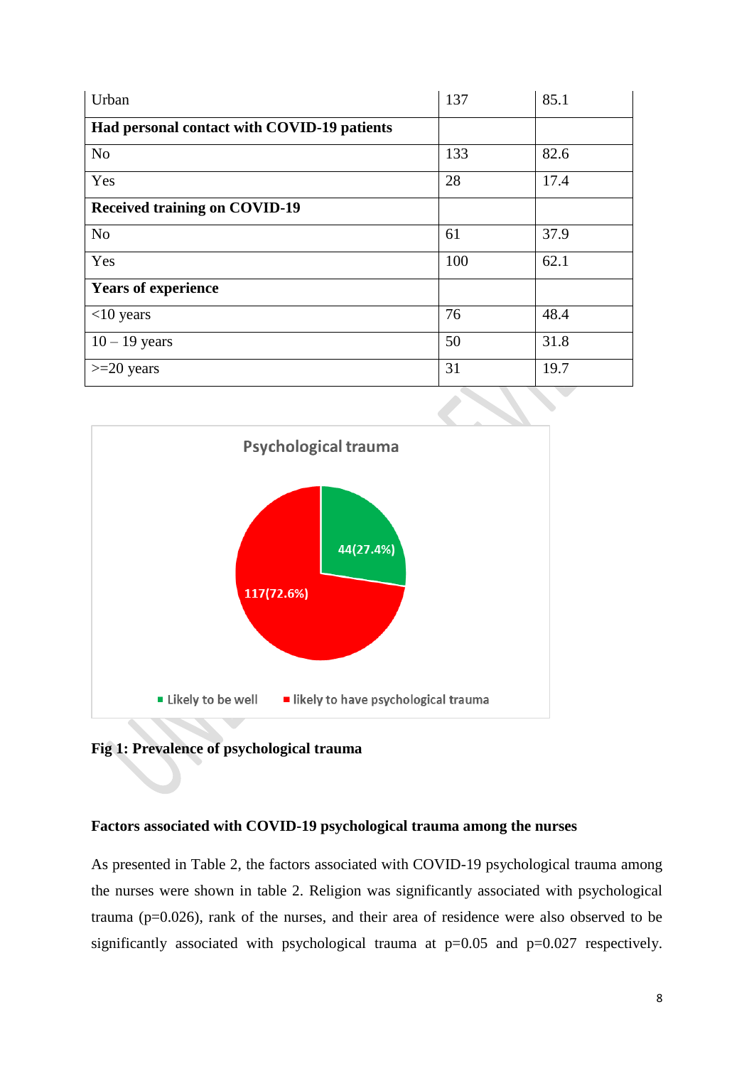| Urban | 137 | 85.1 |
|---|---|---|
| **Had personal contact with COVID-19 patients** | | |
| No | 133 | 82.6 |
| Yes | 28 | 17.4 |
| **Received training on COVID-19** | | |
| No | 61 | 37.9 |
| Yes | 100 | 62.1 |
| **Years of experience** | | |
| <10 years | 76 | 48.4 |
| 10 – 19 years | 50 | 31.8 |
| >=20 years | 31 | 19.7 |

Psychological trauma

44(27.4%)

117(72.6%)

Likely to be well | likely to have psychological trauma

**Fig 1: Prevalence of psychological trauma**

### Factors associated with COVID-19 psychological trauma among the nurses

As presented in Table 2, the factors associated with COVID-19 psychological trauma among the nurses were shown in table 2. Religion was significantly associated with psychological trauma ($p=0.026$), rank of the nurses, and their area of residence were also observed to be significantly associated with psychological trauma at $p=0.05$ and $p=0.027$ respectively.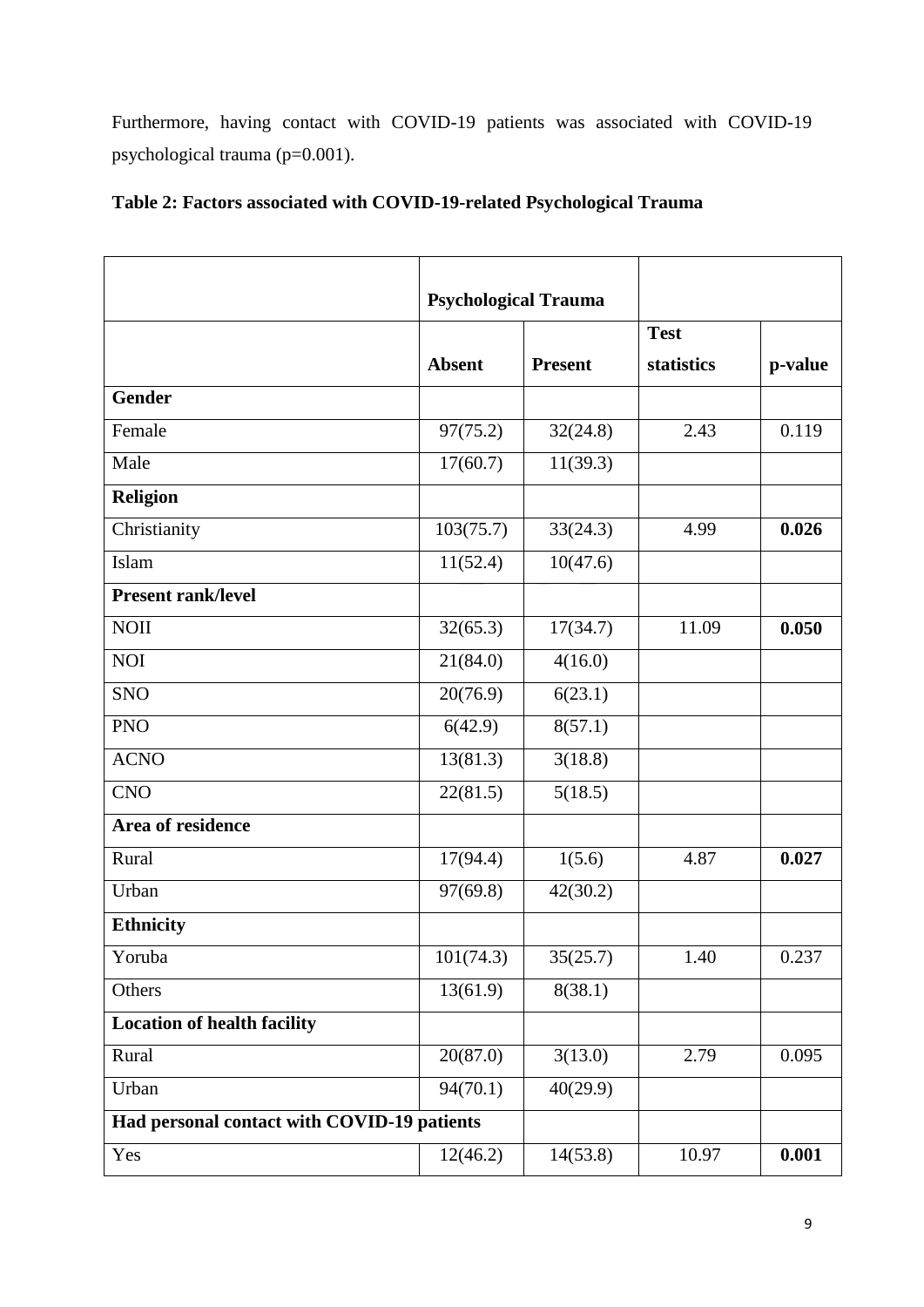Furthermore, having contact with COVID-19 patients was associated with COVID-19 psychological trauma (p=0.001).

**Table 2: Factors associated with COVID-19-related Psychological Trauma**

| | Psychological Trauma | | | |
|---|---|---|---|---|
| | **Absent** | **Present** | **Test statistics** | **p-value** |
| **Gender** | | | | |
| Female | 97(75.2) | 32(24.8) | 2.43 | 0.119 |
| Male | 17(60.7) | 11(39.3) | | |
| **Religion** | | | | |
| Christianity | 103(75.7) | 33(24.3) | 4.99 | **0.026** |
| Islam | 11(52.4) | 10(47.6) | | |
| **Present rank/level** | | | | |
| NOII | 32(65.3) | 17(34.7) | 11.09 | **0.050** |
| NOI | 21(84.0) | 4(16.0) | | |
| SNO | 20(76.9) | 6(23.1) | | |
| PNO | 6(42.9) | 8(57.1) | | |
| ACNO | 13(81.3) | 3(18.8) | | |
| CNO | 22(81.5) | 5(18.5) | | |
| **Area of residence** | | | | |
| Rural | 17(94.4) | 1(5.6) | 4.87 | **0.027** |
| Urban | 97(69.8) | 42(30.2) | | |
| **Ethnicity** | | | | |
| Yoruba | 101(74.3) | 35(25.7) | 1.40 | 0.237 |
| Others | 13(61.9) | 8(38.1) | | |
| **Location of health facility** | | | | |
| Rural | 20(87.0) | 3(13.0) | 2.79 | 0.095 |
| Urban | 94(70.1) | 40(29.9) | | |
| **Had personal contact with COVID-19 patients** | | | | |
| Yes | 12(46.2) | 14(53.8) | 10.97 | **0.001** |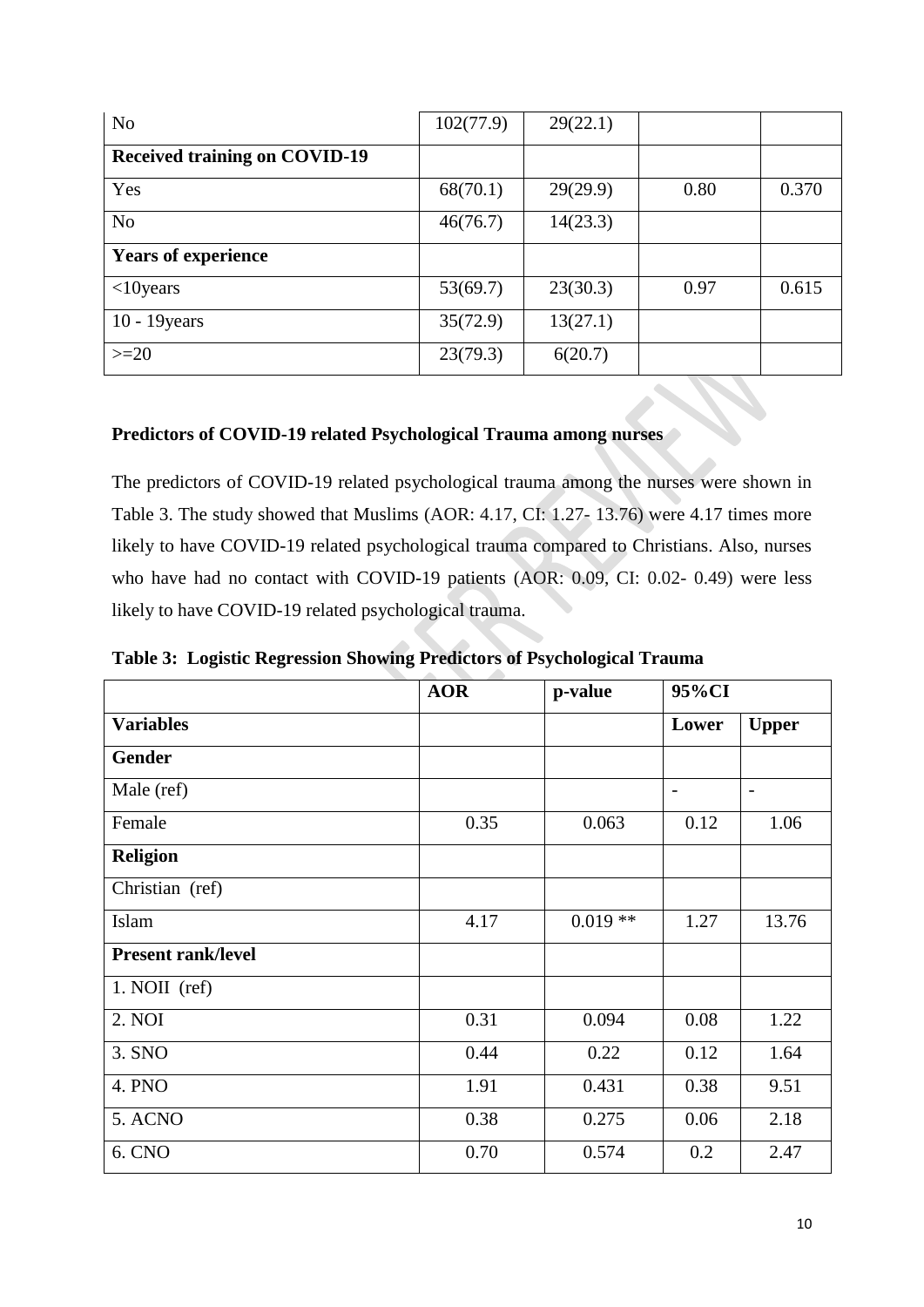| No | 102(77.9) | 29(22.1) | | |
|---|---|---|---|---|
| **Received training on COVID-19** | | | | |
| Yes | 68(70.1) | 29(29.9) | 0.80 | 0.370 |
| No | 46(76.7) | 14(23.3) | | |
| **Years of experience** | | | | |
| <10years | 53(69.7) | 23(30.3) | 0.97 | 0.615 |
| 10 - 19years | 35(72.9) | 13(27.1) | | |
| >=20 | 23(79.3) | 6(20.7) | | |

**Predictors of COVID-19 related Psychological Trauma among nurses**

The predictors of COVID-19 related psychological trauma among the nurses were shown in Table 3. The study showed that Muslims (AOR: 4.17, CI: 1.27- 13.76) were 4.17 times more likely to have COVID-19 related psychological trauma compared to Christians. Also, nurses who have had no contact with COVID-19 patients (AOR: 0.09, CI: 0.02- 0.49) were less likely to have COVID-19 related psychological trauma.

**Table 3: Logistic Regression Showing Predictors of Psychological Trauma**

| | **AOR** | **p-value** | **95%CI** | |
|---|---|---|---|---|
| **Variables** | | | **Lower** | **Upper** |
| **Gender** | | | | |
| Male (ref) | | | - | - |
| Female | 0.35 | 0.063 | 0.12 | 1.06 |
| **Religion** | | | | |
| Christian (ref) | | | | |
| Islam | 4.17 | 0.019 ** | 1.27 | 13.76 |
| **Present rank/level** | | | | |
| 1. NOII (ref) | | | | |
| 2. NOI | 0.31 | 0.094 | 0.08 | 1.22 |
| 3. SNO | 0.44 | 0.22 | 0.12 | 1.64 |
| 4. PNO | 1.91 | 0.431 | 0.38 | 9.51 |
| 5. ACNO | 0.38 | 0.275 | 0.06 | 2.18 |
| 6. CNO | 0.70 | 0.574 | 0.2 | 2.47 |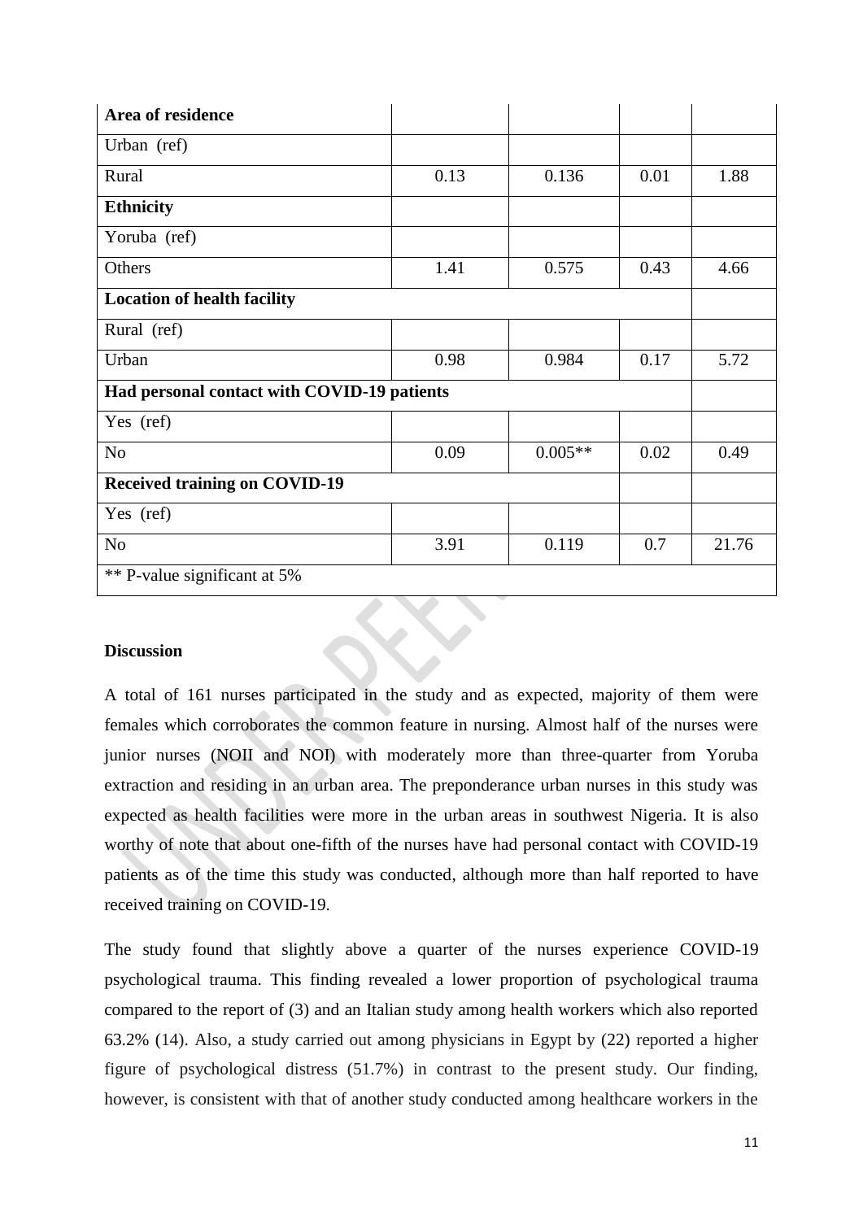| | | | | |
|---|---|---|---|---|
| **Area of residence** | | | | |
| Urban (ref) | | | | |
| Rural | 0.13 | 0.136 | 0.01 | 1.88 |
| **Ethnicity** | | | | |
| Yoruba (ref) | | | | |
| Others | 1.41 | 0.575 | 0.43 | 4.66 |
| **Location of health facility** | | | | |
| Rural (ref) | | | | |
| Urban | 0.98 | 0.984 | 0.17 | 5.72 |
| **Had personal contact with COVID-19 patients** | | | | |
| Yes (ref) | | | | |
| No | 0.09 | 0.005** | 0.02 | 0.49 |
| **Received training on COVID-19** | | | | |
| Yes (ref) | | | | |
| No | 3.91 | 0.119 | 0.7 | 21.76 |
| ** P-value significant at 5% | | | | |

**Discussion**

A total of 161 nurses participated in the study and as expected, majority of them were females which corroborates the common feature in nursing. Almost half of the nurses were junior nurses (NOII and NOI) with moderately more than three-quarter from Yoruba extraction and residing in an urban area. The preponderance urban nurses in this study was expected as health facilities were more in the urban areas in southwest Nigeria. It is also worthy of note that about one-fifth of the nurses have had personal contact with COVID-19 patients as of the time this study was conducted, although more than half reported to have received training on COVID-19.

The study found that slightly above a quarter of the nurses experience COVID-19 psychological trauma. This finding revealed a lower proportion of psychological trauma compared to the report of (3) and an Italian study among health workers which also reported 63.2% (14). Also, a study carried out among physicians in Egypt by (22) reported a higher figure of psychological distress (51.7%) in contrast to the present study. Our finding, however, is consistent with that of another study conducted among healthcare workers in the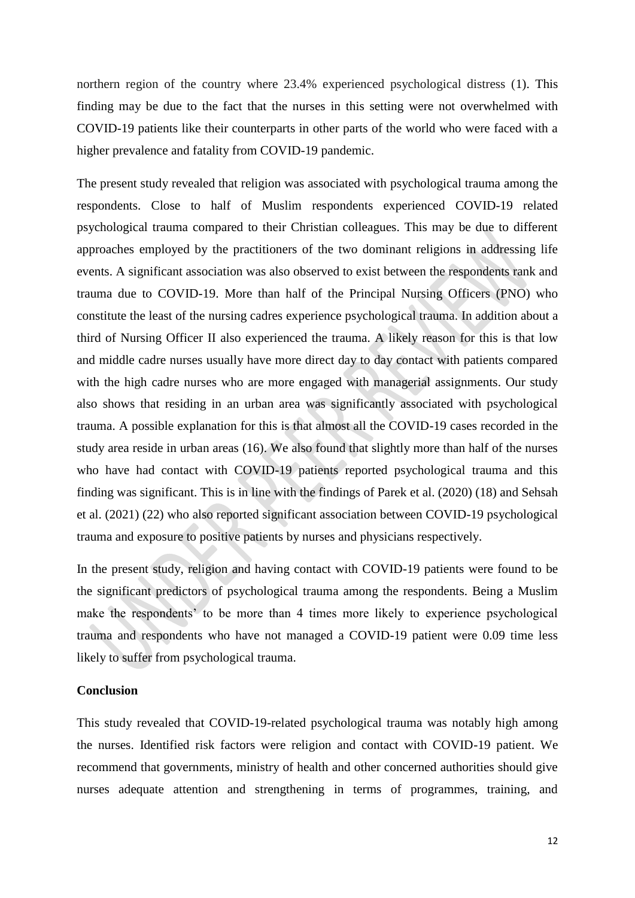northern region of the country where 23.4% experienced psychological distress (1). This finding may be due to the fact that the nurses in this setting were not overwhelmed with COVID-19 patients like their counterparts in other parts of the world who were faced with a higher prevalence and fatality from COVID-19 pandemic.

The present study revealed that religion was associated with psychological trauma among the respondents. Close to half of Muslim respondents experienced COVID-19 related psychological trauma compared to their Christian colleagues. This may be due to different approaches employed by the practitioners of the two dominant religions in addressing life events. A significant association was also observed to exist between the respondents rank and trauma due to COVID-19. More than half of the Principal Nursing Officers (PNO) who constitute the least of the nursing cadres experience psychological trauma. In addition about a third of Nursing Officer II also experienced the trauma. A likely reason for this is that low and middle cadre nurses usually have more direct day to day contact with patients compared with the high cadre nurses who are more engaged with managerial assignments. Our study also shows that residing in an urban area was significantly associated with psychological trauma. A possible explanation for this is that almost all the COVID-19 cases recorded in the study area reside in urban areas (16). We also found that slightly more than half of the nurses who have had contact with COVID-19 patients reported psychological trauma and this finding was significant. This is in line with the findings of Parek et al. (2020) (18) and Sehsah et al. (2021) (22) who also reported significant association between COVID-19 psychological trauma and exposure to positive patients by nurses and physicians respectively.

In the present study, religion and having contact with COVID-19 patients were found to be the significant predictors of psychological trauma among the respondents. Being a Muslim make the respondents' to be more than 4 times more likely to experience psychological trauma and respondents who have not managed a COVID-19 patient were 0.09 time less likely to suffer from psychological trauma.

## Conclusion

This study revealed that COVID-19-related psychological trauma was notably high among the nurses. Identified risk factors were religion and contact with COVID-19 patient. We recommend that governments, ministry of health and other concerned authorities should give nurses adequate attention and strengthening in terms of programmes, training, and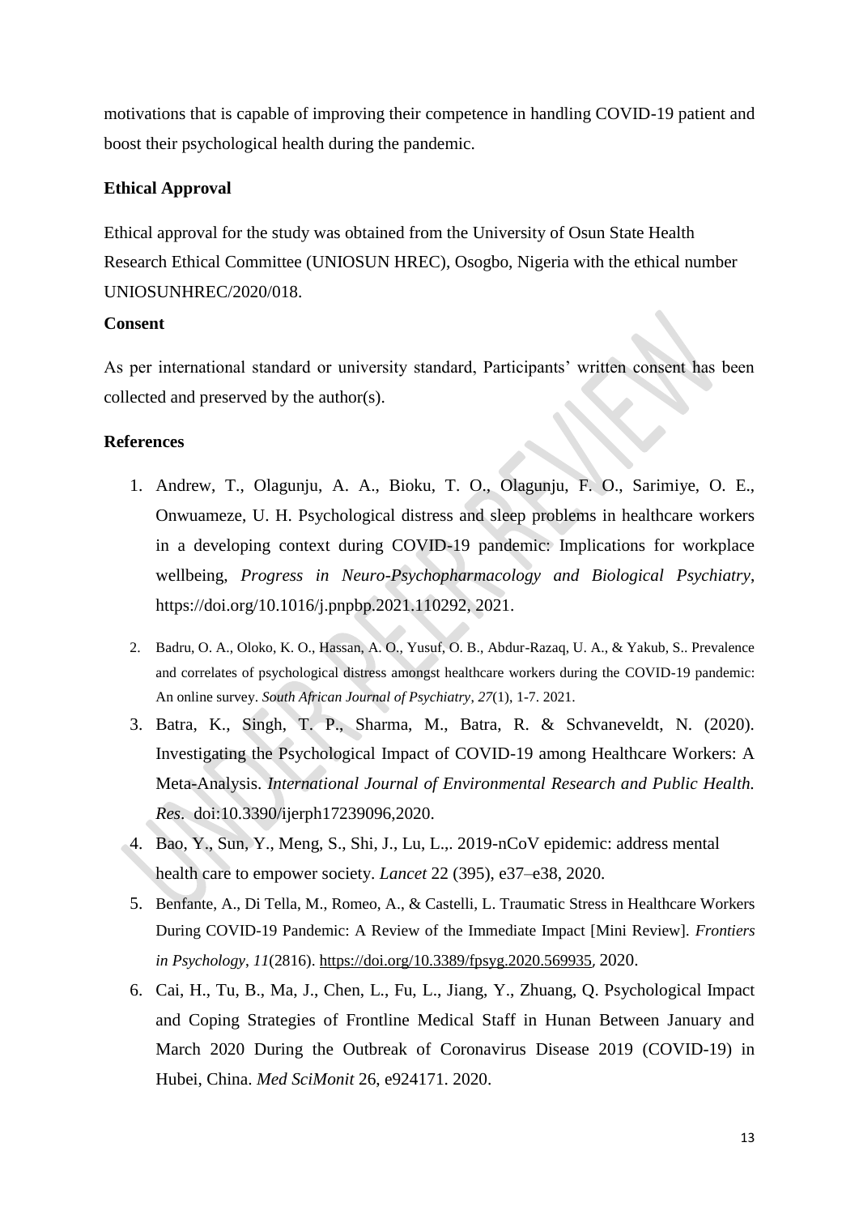motivations that is capable of improving their competence in handling COVID-19 patient and boost their psychological health during the pandemic.

### Ethical Approval

Ethical approval for the study was obtained from the University of Osun State Health Research Ethical Committee (UNIOSUN HREC), Osogbo, Nigeria with the ethical number UNIOSUNHREC/2020/018.

### Consent

As per international standard or university standard, Participants' written consent has been collected and preserved by the author(s).

### References

1. Andrew, T., Olagunju, A. A., Bioku, T. O., Olagunju, F. O., Sarimiye, O. E., Onwuameze, U. H. Psychological distress and sleep problems in healthcare workers in a developing context during COVID-19 pandemic: Implications for workplace wellbeing, *Progress in Neuro-Psychopharmacology and Biological Psychiatry*, https://doi.org/10.1016/j.pnpbp.2021.110292, 2021.
2. Badru, O. A., Oloko, K. O., Hassan, A. O., Yusuf, O. B., Abdur-Razaq, U. A., & Yakub, S.. Prevalence and correlates of psychological distress amongst healthcare workers during the COVID-19 pandemic: An online survey. *South African Journal of Psychiatry*, *27*(1), 1-7. 2021.
3. Batra, K., Singh, T. P., Sharma, M., Batra, R. & Schvaneveldt, N. (2020). Investigating the Psychological Impact of COVID-19 among Healthcare Workers: A Meta-Analysis. *International Journal of Environmental Research and Public Health. Res*. doi:10.3390/ijerph17239096,2020.
4. Bao, Y., Sun, Y., Meng, S., Shi, J., Lu, L.,. 2019-nCoV epidemic: address mental health care to empower society. *Lancet* 22 (395), e37–e38, 2020.
5. Benfante, A., Di Tella, M., Romeo, A., & Castelli, L. Traumatic Stress in Healthcare Workers During COVID-19 Pandemic: A Review of the Immediate Impact [Mini Review]. *Frontiers in Psychology*, *11*(2816). https://doi.org/10.3389/fpsyg.2020.569935, 2020.
6. Cai, H., Tu, B., Ma, J., Chen, L., Fu, L., Jiang, Y., Zhuang, Q. Psychological Impact and Coping Strategies of Frontline Medical Staff in Hunan Between January and March 2020 During the Outbreak of Coronavirus Disease 2019 (COVID-19) in Hubei, China. *Med SciMonit* 26, e924171. 2020.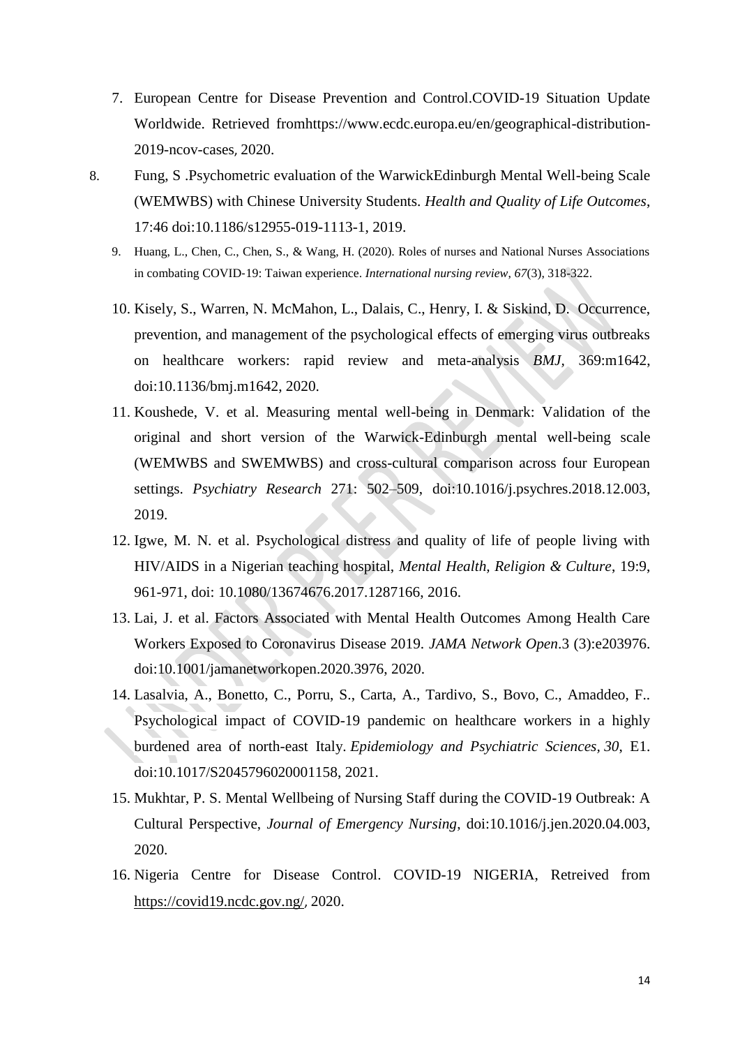7. European Centre for Disease Prevention and Control.COVID-19 Situation Update Worldwide. Retrieved fromhttps://www.ecdc.europa.eu/en/geographical-distribution-2019-ncov-cases, 2020.
8. Fung, S .Psychometric evaluation of the WarwickEdinburgh Mental Well-being Scale (WEMWBS) with Chinese University Students. *Health and Quality of Life Outcomes*, 17:46 doi:10.1186/s12955-019-1113-1, 2019.
9. Huang, L., Chen, C., Chen, S., & Wang, H. (2020). Roles of nurses and National Nurses Associations in combating COVID‐19: Taiwan experience. *International nursing review*, *67*(3), 318-322.
10. Kisely, S., Warren, N. McMahon, L., Dalais, C., Henry, I. & Siskind, D. Occurrence, prevention, and management of the psychological effects of emerging virus outbreaks on healthcare workers: rapid review and meta-analysis *BMJ*, 369:m1642, doi:10.1136/bmj.m1642, 2020.
11. Koushede, V. et al. Measuring mental well-being in Denmark: Validation of the original and short version of the Warwick-Edinburgh mental well-being scale (WEMWBS and SWEMWBS) and cross-cultural comparison across four European settings. *Psychiatry Research* 271: 502–509, doi:10.1016/j.psychres.2018.12.003, 2019.
12. Igwe, M. N. et al. Psychological distress and quality of life of people living with HIV/AIDS in a Nigerian teaching hospital, *Mental Health, Religion & Culture*, 19:9, 961-971, doi: 10.1080/13674676.2017.1287166, 2016.
13. Lai, J. et al. Factors Associated with Mental Health Outcomes Among Health Care Workers Exposed to Coronavirus Disease 2019. *JAMA Network Open*.3 (3):e203976. doi:10.1001/jamanetworkopen.2020.3976, 2020.
14. Lasalvia, A., Bonetto, C., Porru, S., Carta, A., Tardivo, S., Bovo, C., Amaddeo, F.. Psychological impact of COVID-19 pandemic on healthcare workers in a highly burdened area of north-east Italy. *Epidemiology and Psychiatric Sciences*, *30*, E1. doi:10.1017/S2045796020001158, 2021.
15. Mukhtar, P. S. Mental Wellbeing of Nursing Staff during the COVID-19 Outbreak: A Cultural Perspective, *Journal of Emergency Nursing*, doi:10.1016/j.jen.2020.04.003, 2020.
16. Nigeria Centre for Disease Control. COVID-19 NIGERIA, Retreived from https://covid19.ncdc.gov.ng/, 2020.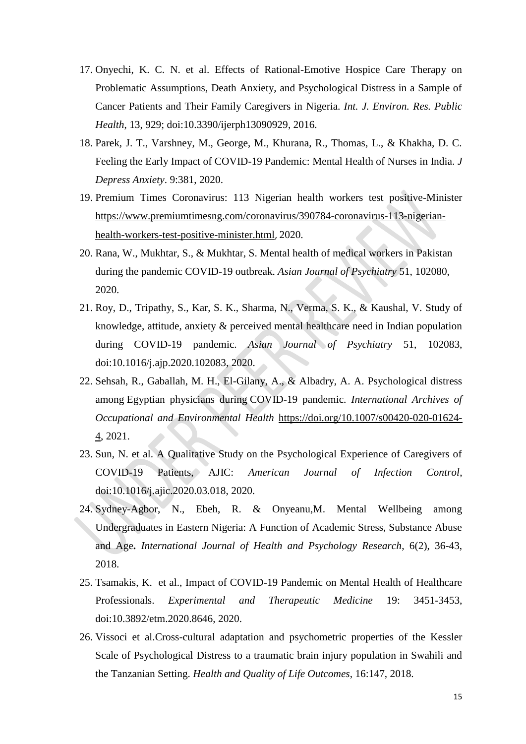17. Onyechi, K. C. N. et al. Effects of Rational-Emotive Hospice Care Therapy on Problematic Assumptions, Death Anxiety, and Psychological Distress in a Sample of Cancer Patients and Their Family Caregivers in Nigeria. *Int. J. Environ. Res. Public Health*, 13, 929; doi:10.3390/ijerph13090929, 2016.
18. Parek, J. T., Varshney, M., George, M., Khurana, R., Thomas, L., & Khakha, D. C. Feeling the Early Impact of COVID-19 Pandemic: Mental Health of Nurses in India. *J Depress Anxiety*. 9:381, 2020.
19. Premium Times Coronavirus: 113 Nigerian health workers test positive-Minister https://www.premiumtimesng.com/coronavirus/390784-coronavirus-113-nigerian-health-workers-test-positive-minister.html, 2020.
20. Rana, W., Mukhtar, S., & Mukhtar, S. Mental health of medical workers in Pakistan during the pandemic COVID-19 outbreak. *Asian Journal of Psychiatry* 51, 102080, 2020.
21. Roy, D., Tripathy, S., Kar, S. K., Sharma, N., Verma, S. K., & Kaushal, V. Study of knowledge, attitude, anxiety & perceived mental healthcare need in Indian population during COVID-19 pandemic. *Asian Journal of Psychiatry* 51, 102083, doi:10.1016/j.ajp.2020.102083, 2020.
22. Sehsah, R., Gaballah, M. H., El-Gilany, A., & Albadry, A. A. Psychological distress among Egyptian physicians during COVID-19 pandemic. *International Archives of Occupational and Environmental Health* https://doi.org/10.1007/s00420-020-01624-4, 2021.
23. Sun, N. et al. A Qualitative Study on the Psychological Experience of Caregivers of COVID-19 Patients, AJIC: *American Journal of Infection Control*, doi:10.1016/j.ajic.2020.03.018, 2020.
24. Sydney-Agbor, N., Ebeh, R. & Onyeanu,M. Mental Wellbeing among Undergraduates in Eastern Nigeria: A Function of Academic Stress, Substance Abuse and Age**.** *International Journal of Health and Psychology Research*, 6(2), 36-43, 2018.
25. Tsamakis, K. et al., Impact of COVID-19 Pandemic on Mental Health of Healthcare Professionals. *Experimental and Therapeutic Medicine* 19: 3451-3453, doi:10.3892/etm.2020.8646, 2020.
26. Vissoci et al.Cross-cultural adaptation and psychometric properties of the Kessler Scale of Psychological Distress to a traumatic brain injury population in Swahili and the Tanzanian Setting. *Health and Quality of Life Outcomes*, 16:147, 2018.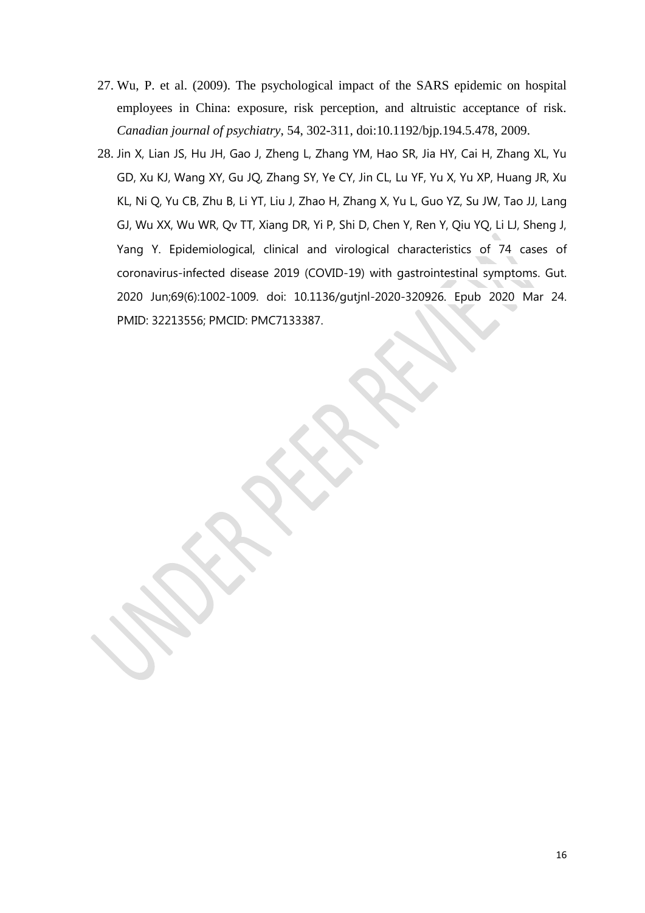27. Wu, P. et al. (2009). The psychological impact of the SARS epidemic on hospital employees in China: exposure, risk perception, and altruistic acceptance of risk. *Canadian journal of psychiatry*, 54, 302-311, doi:10.1192/bjp.194.5.478, 2009.
28. Jin X, Lian JS, Hu JH, Gao J, Zheng L, Zhang YM, Hao SR, Jia HY, Cai H, Zhang XL, Yu GD, Xu KJ, Wang XY, Gu JQ, Zhang SY, Ye CY, Jin CL, Lu YF, Yu X, Yu XP, Huang JR, Xu KL, Ni Q, Yu CB, Zhu B, Li YT, Liu J, Zhao H, Zhang X, Yu L, Guo YZ, Su JW, Tao JJ, Lang GJ, Wu XX, Wu WR, Qv TT, Xiang DR, Yi P, Shi D, Chen Y, Ren Y, Qiu YQ, Li LJ, Sheng J, Yang Y. Epidemiological, clinical and virological characteristics of 74 cases of coronavirus-infected disease 2019 (COVID-19) with gastrointestinal symptoms. Gut. 2020 Jun;69(6):1002-1009. doi: 10.1136/gutjnl-2020-320926. Epub 2020 Mar 24. PMID: 32213556; PMCID: PMC7133387.